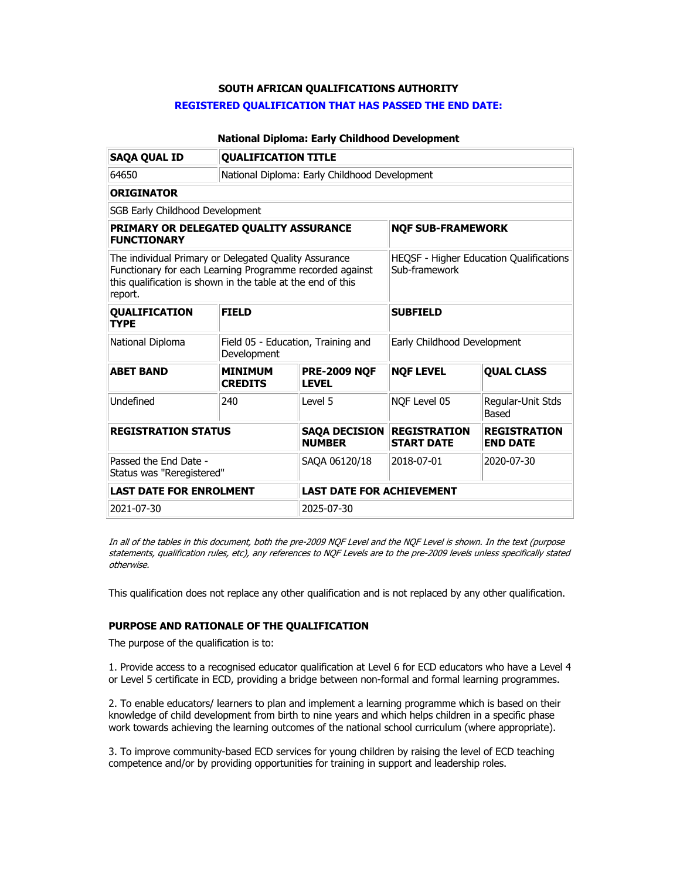**SOUTH AFRICAN QUALIFICATIONS AUTHORITY**

**REGISTERED QUALIFICATION THAT HAS PASSED THE END DATE:**

**National Diploma: Early Childhood Development**

| **SAQA QUAL ID** | **QUALIFICATION TITLE** | | | |
|---|---|---|---|---|
| 64650 | National Diploma: Early Childhood Development | | | |
| **ORIGINATOR** | | | | |
| SGB Early Childhood Development | | | | |
| **PRIMARY OR DELEGATED QUALITY ASSURANCE FUNCTIONARY** | | | **NQF SUB-FRAMEWORK** | |
| The individual Primary or Delegated Quality Assurance Functionary for each Learning Programme recorded against this qualification is shown in the table at the end of this report. | | | HEQSF - Higher Education Qualifications Sub-framework | |
| **QUALIFICATION TYPE** | **FIELD** | | **SUBFIELD** | |
| National Diploma | Field 05 - Education, Training and Development | | Early Childhood Development | |
| **ABET BAND** | **MINIMUM CREDITS** | **PRE-2009 NQF LEVEL** | **NQF LEVEL** | **QUAL CLASS** |
| Undefined | 240 | Level 5 | NQF Level 05 | Regular-Unit Stds Based |
| **REGISTRATION STATUS** | | **SAQA DECISION NUMBER** | **REGISTRATION START DATE** | **REGISTRATION END DATE** |
| Passed the End Date - Status was "Reregistered" | | SAQA 06120/18 | 2018-07-01 | 2020-07-30 |
| **LAST DATE FOR ENROLMENT** | | **LAST DATE FOR ACHIEVEMENT** | | |
| 2021-07-30 | | 2025-07-30 | | |

*In all of the tables in this document, both the pre-2009 NQF Level and the NQF Level is shown. In the text (purpose statements, qualification rules, etc), any references to NQF Levels are to the pre-2009 levels unless specifically stated otherwise.*

This qualification does not replace any other qualification and is not replaced by any other qualification.

**PURPOSE AND RATIONALE OF THE QUALIFICATION**

The purpose of the qualification is to:

1. Provide access to a recognised educator qualification at Level 6 for ECD educators who have a Level 4 or Level 5 certificate in ECD, providing a bridge between non-formal and formal learning programmes.

2. To enable educators/ learners to plan and implement a learning programme which is based on their knowledge of child development from birth to nine years and which helps children in a specific phase work towards achieving the learning outcomes of the national school curriculum (where appropriate).

3. To improve community-based ECD services for young children by raising the level of ECD teaching competence and/or by providing opportunities for training in support and leadership roles.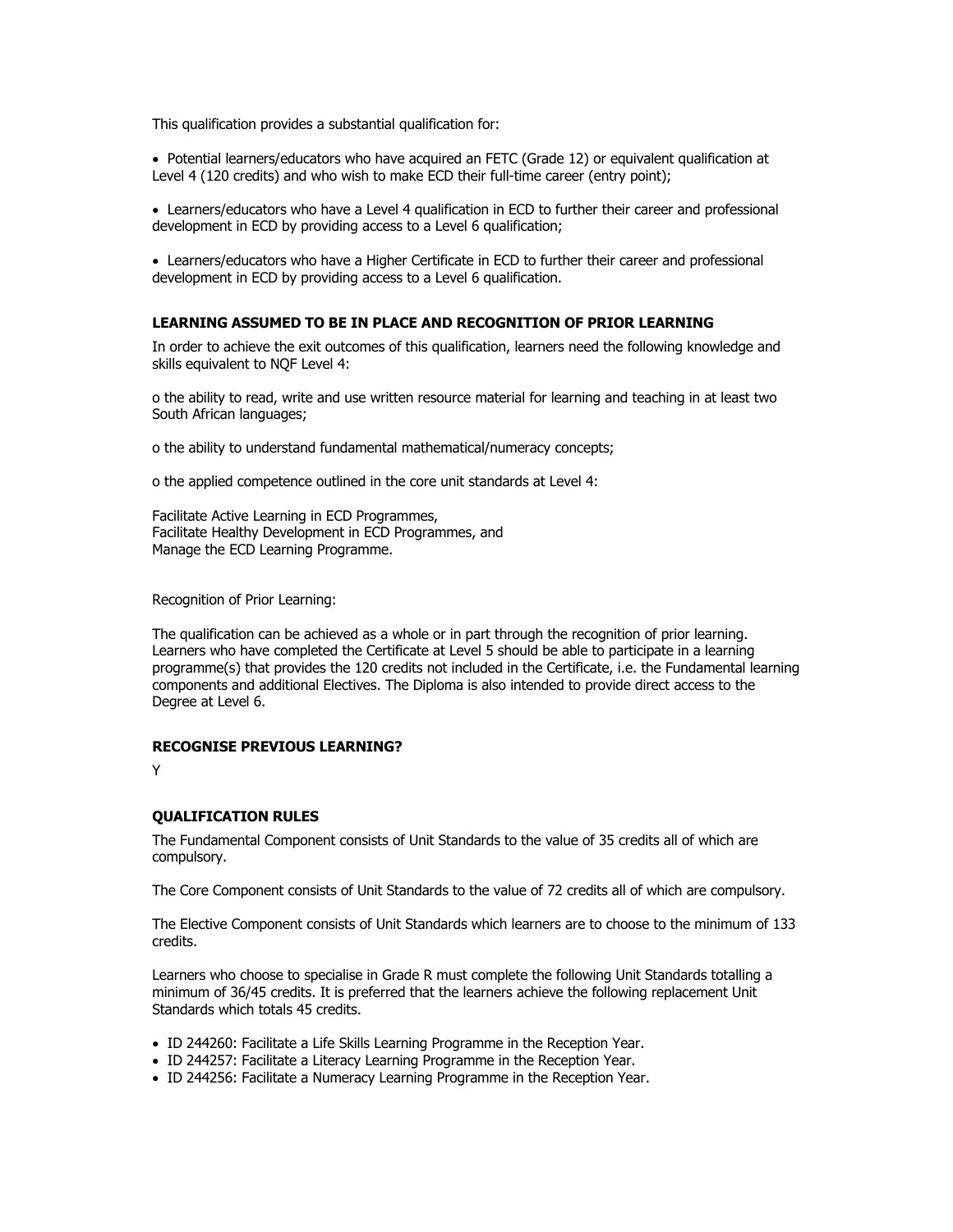This qualification provides a substantial qualification for:

- Potential learners/educators who have acquired an FETC (Grade 12) or equivalent qualification at Level 4 (120 credits) and who wish to make ECD their full-time career (entry point);

- Learners/educators who have a Level 4 qualification in ECD to further their career and professional development in ECD by providing access to a Level 6 qualification;

- Learners/educators who have a Higher Certificate in ECD to further their career and professional development in ECD by providing access to a Level 6 qualification.

**LEARNING ASSUMED TO BE IN PLACE AND RECOGNITION OF PRIOR LEARNING**

In order to achieve the exit outcomes of this qualification, learners need the following knowledge and skills equivalent to NQF Level 4:

o the ability to read, write and use written resource material for learning and teaching in at least two South African languages;

o the ability to understand fundamental mathematical/numeracy concepts;

o the applied competence outlined in the core unit standards at Level 4:

Facilitate Active Learning in ECD Programmes,
Facilitate Healthy Development in ECD Programmes, and
Manage the ECD Learning Programme.

Recognition of Prior Learning:

The qualification can be achieved as a whole or in part through the recognition of prior learning. Learners who have completed the Certificate at Level 5 should be able to participate in a learning programme(s) that provides the 120 credits not included in the Certificate, i.e. the Fundamental learning components and additional Electives. The Diploma is also intended to provide direct access to the Degree at Level 6.

**RECOGNISE PREVIOUS LEARNING?**

Y

**QUALIFICATION RULES**

The Fundamental Component consists of Unit Standards to the value of 35 credits all of which are compulsory.

The Core Component consists of Unit Standards to the value of 72 credits all of which are compulsory.

The Elective Component consists of Unit Standards which learners are to choose to the minimum of 133 credits.

Learners who choose to specialise in Grade R must complete the following Unit Standards totalling a minimum of 36/45 credits. It is preferred that the learners achieve the following replacement Unit Standards which totals 45 credits.

- ID 244260: Facilitate a Life Skills Learning Programme in the Reception Year.
- ID 244257: Facilitate a Literacy Learning Programme in the Reception Year.
- ID 244256: Facilitate a Numeracy Learning Programme in the Reception Year.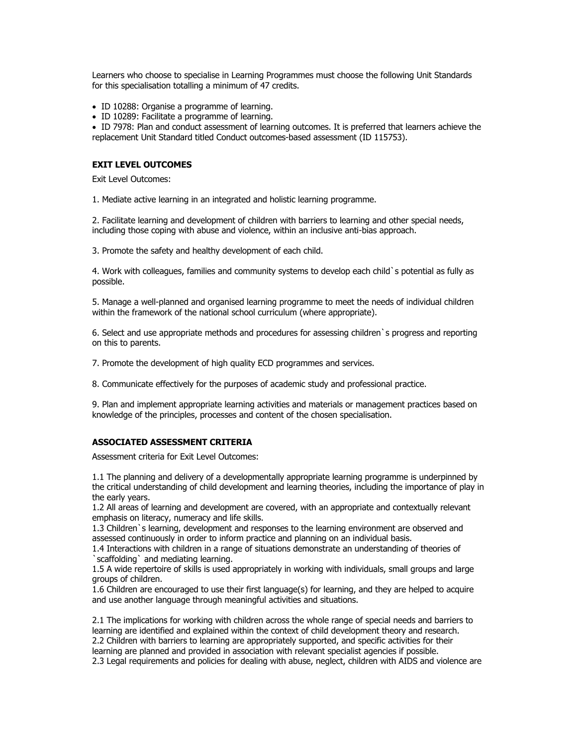Learners who choose to specialise in Learning Programmes must choose the following Unit Standards for this specialisation totalling a minimum of 47 credits.

- ID 10288: Organise a programme of learning.
- ID 10289: Facilitate a programme of learning.
- ID 7978: Plan and conduct assessment of learning outcomes. It is preferred that learners achieve the replacement Unit Standard titled Conduct outcomes-based assessment (ID 115753).

**EXIT LEVEL OUTCOMES**

Exit Level Outcomes:

1. Mediate active learning in an integrated and holistic learning programme.

2. Facilitate learning and development of children with barriers to learning and other special needs, including those coping with abuse and violence, within an inclusive anti-bias approach.

3. Promote the safety and healthy development of each child.

4. Work with colleagues, families and community systems to develop each child`s potential as fully as possible.

5. Manage a well-planned and organised learning programme to meet the needs of individual children within the framework of the national school curriculum (where appropriate).

6. Select and use appropriate methods and procedures for assessing children`s progress and reporting on this to parents.

7. Promote the development of high quality ECD programmes and services.

8. Communicate effectively for the purposes of academic study and professional practice.

9. Plan and implement appropriate learning activities and materials or management practices based on knowledge of the principles, processes and content of the chosen specialisation.

**ASSOCIATED ASSESSMENT CRITERIA**

Assessment criteria for Exit Level Outcomes:

1.1 The planning and delivery of a developmentally appropriate learning programme is underpinned by the critical understanding of child development and learning theories, including the importance of play in the early years.
1.2 All areas of learning and development are covered, with an appropriate and contextually relevant emphasis on literacy, numeracy and life skills.
1.3 Children`s learning, development and responses to the learning environment are observed and assessed continuously in order to inform practice and planning on an individual basis.
1.4 Interactions with children in a range of situations demonstrate an understanding of theories of `scaffolding` and mediating learning.
1.5 A wide repertoire of skills is used appropriately in working with individuals, small groups and large groups of children.
1.6 Children are encouraged to use their first language(s) for learning, and they are helped to acquire and use another language through meaningful activities and situations.

2.1 The implications for working with children across the whole range of special needs and barriers to learning are identified and explained within the context of child development theory and research.
2.2 Children with barriers to learning are appropriately supported, and specific activities for their learning are planned and provided in association with relevant specialist agencies if possible.
2.3 Legal requirements and policies for dealing with abuse, neglect, children with AIDS and violence are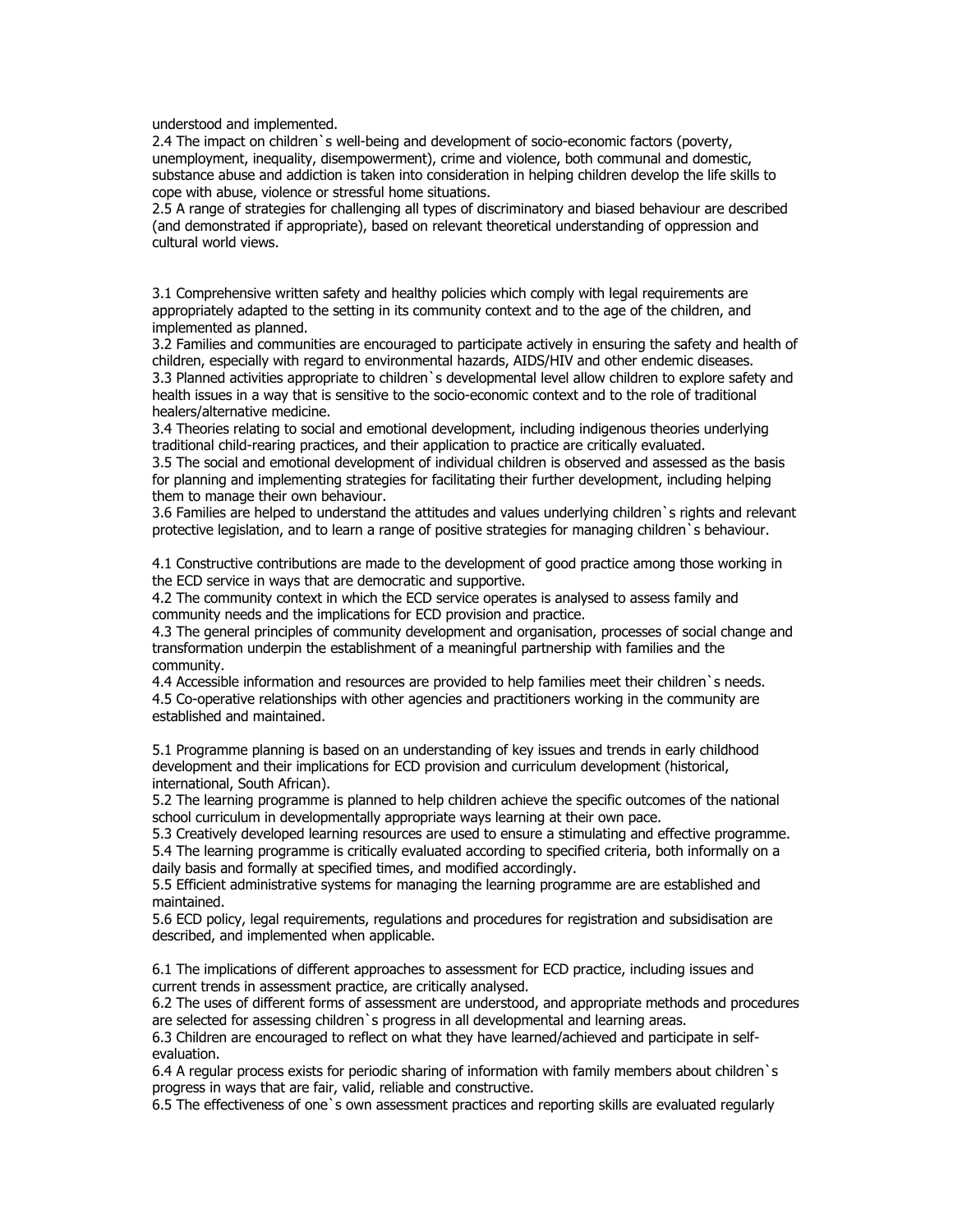understood and implemented.

2.4 The impact on children`s well-being and development of socio-economic factors (poverty, unemployment, inequality, disempowerment), crime and violence, both communal and domestic, substance abuse and addiction is taken into consideration in helping children develop the life skills to cope with abuse, violence or stressful home situations.

2.5 A range of strategies for challenging all types of discriminatory and biased behaviour are described (and demonstrated if appropriate), based on relevant theoretical understanding of oppression and cultural world views.

3.1 Comprehensive written safety and healthy policies which comply with legal requirements are appropriately adapted to the setting in its community context and to the age of the children, and implemented as planned.

3.2 Families and communities are encouraged to participate actively in ensuring the safety and health of children, especially with regard to environmental hazards, AIDS/HIV and other endemic diseases.

3.3 Planned activities appropriate to children`s developmental level allow children to explore safety and health issues in a way that is sensitive to the socio-economic context and to the role of traditional healers/alternative medicine.

3.4 Theories relating to social and emotional development, including indigenous theories underlying traditional child-rearing practices, and their application to practice are critically evaluated.

3.5 The social and emotional development of individual children is observed and assessed as the basis for planning and implementing strategies for facilitating their further development, including helping them to manage their own behaviour.

3.6 Families are helped to understand the attitudes and values underlying children`s rights and relevant protective legislation, and to learn a range of positive strategies for managing children`s behaviour.

4.1 Constructive contributions are made to the development of good practice among those working in the ECD service in ways that are democratic and supportive.

4.2 The community context in which the ECD service operates is analysed to assess family and community needs and the implications for ECD provision and practice.

4.3 The general principles of community development and organisation, processes of social change and transformation underpin the establishment of a meaningful partnership with families and the community.

4.4 Accessible information and resources are provided to help families meet their children`s needs.

4.5 Co-operative relationships with other agencies and practitioners working in the community are established and maintained.

5.1 Programme planning is based on an understanding of key issues and trends in early childhood development and their implications for ECD provision and curriculum development (historical, international, South African).

5.2 The learning programme is planned to help children achieve the specific outcomes of the national school curriculum in developmentally appropriate ways learning at their own pace.

5.3 Creatively developed learning resources are used to ensure a stimulating and effective programme.

5.4 The learning programme is critically evaluated according to specified criteria, both informally on a daily basis and formally at specified times, and modified accordingly.

5.5 Efficient administrative systems for managing the learning programme are are established and maintained.

5.6 ECD policy, legal requirements, regulations and procedures for registration and subsidisation are described, and implemented when applicable.

6.1 The implications of different approaches to assessment for ECD practice, including issues and current trends in assessment practice, are critically analysed.

6.2 The uses of different forms of assessment are understood, and appropriate methods and procedures are selected for assessing children`s progress in all developmental and learning areas.

6.3 Children are encouraged to reflect on what they have learned/achieved and participate in self-evaluation.

6.4 A regular process exists for periodic sharing of information with family members about children`s progress in ways that are fair, valid, reliable and constructive.

6.5 The effectiveness of one`s own assessment practices and reporting skills are evaluated regularly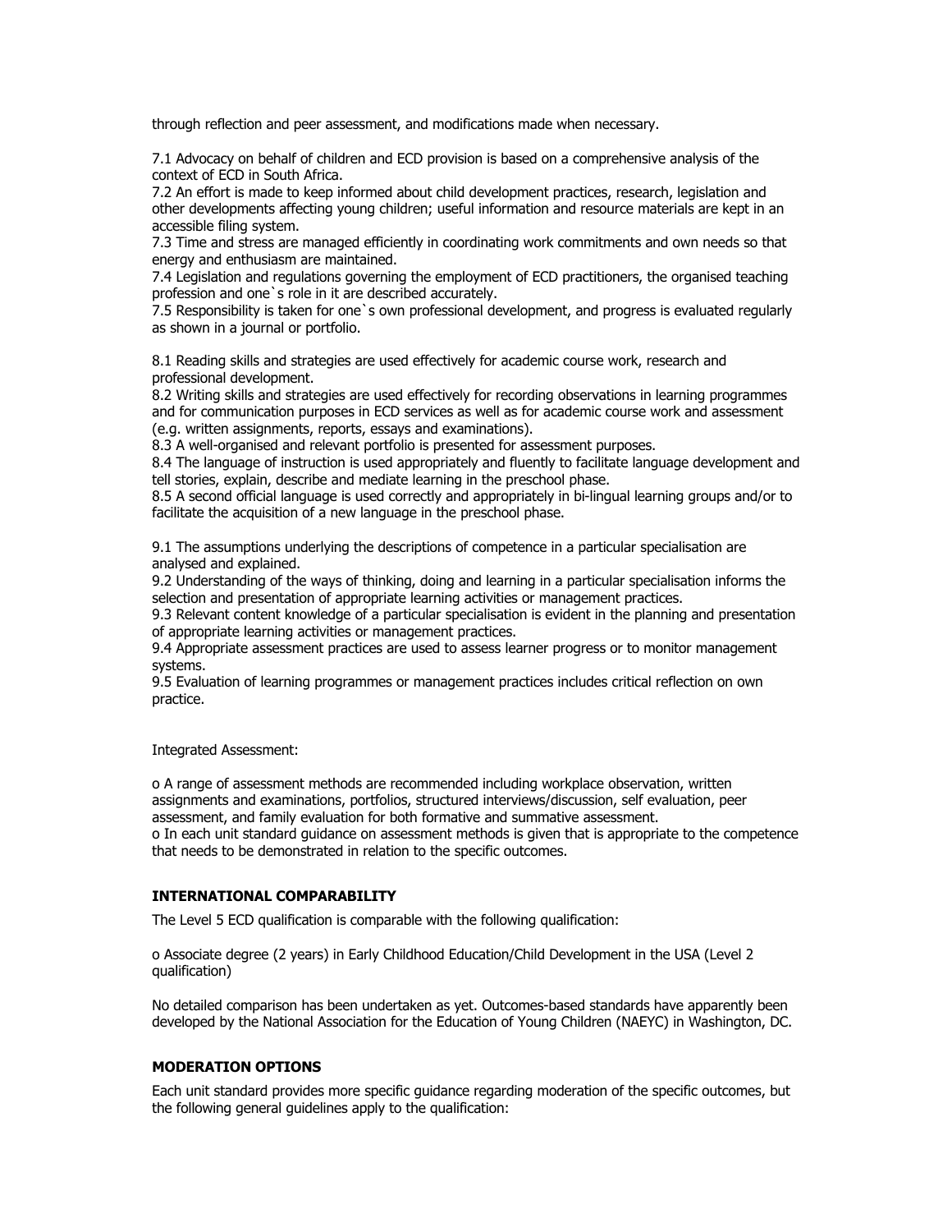through reflection and peer assessment, and modifications made when necessary.

7.1 Advocacy on behalf of children and ECD provision is based on a comprehensive analysis of the context of ECD in South Africa.
7.2 An effort is made to keep informed about child development practices, research, legislation and other developments affecting young children; useful information and resource materials are kept in an accessible filing system.
7.3 Time and stress are managed efficiently in coordinating work commitments and own needs so that energy and enthusiasm are maintained.
7.4 Legislation and regulations governing the employment of ECD practitioners, the organised teaching profession and one`s role in it are described accurately.
7.5 Responsibility is taken for one`s own professional development, and progress is evaluated regularly as shown in a journal or portfolio.

8.1 Reading skills and strategies are used effectively for academic course work, research and professional development.
8.2 Writing skills and strategies are used effectively for recording observations in learning programmes and for communication purposes in ECD services as well as for academic course work and assessment (e.g. written assignments, reports, essays and examinations).
8.3 A well-organised and relevant portfolio is presented for assessment purposes.
8.4 The language of instruction is used appropriately and fluently to facilitate language development and tell stories, explain, describe and mediate learning in the preschool phase.
8.5 A second official language is used correctly and appropriately in bi-lingual learning groups and/or to facilitate the acquisition of a new language in the preschool phase.

9.1 The assumptions underlying the descriptions of competence in a particular specialisation are analysed and explained.
9.2 Understanding of the ways of thinking, doing and learning in a particular specialisation informs the selection and presentation of appropriate learning activities or management practices.
9.3 Relevant content knowledge of a particular specialisation is evident in the planning and presentation of appropriate learning activities or management practices.
9.4 Appropriate assessment practices are used to assess learner progress or to monitor management systems.
9.5 Evaluation of learning programmes or management practices includes critical reflection on own practice.

Integrated Assessment:

o A range of assessment methods are recommended including workplace observation, written assignments and examinations, portfolios, structured interviews/discussion, self evaluation, peer assessment, and family evaluation for both formative and summative assessment.
o In each unit standard guidance on assessment methods is given that is appropriate to the competence that needs to be demonstrated in relation to the specific outcomes.

**INTERNATIONAL COMPARABILITY**

The Level 5 ECD qualification is comparable with the following qualification:

o Associate degree (2 years) in Early Childhood Education/Child Development in the USA (Level 2 qualification)

No detailed comparison has been undertaken as yet. Outcomes-based standards have apparently been developed by the National Association for the Education of Young Children (NAEYC) in Washington, DC.

**MODERATION OPTIONS**

Each unit standard provides more specific guidance regarding moderation of the specific outcomes, but the following general guidelines apply to the qualification: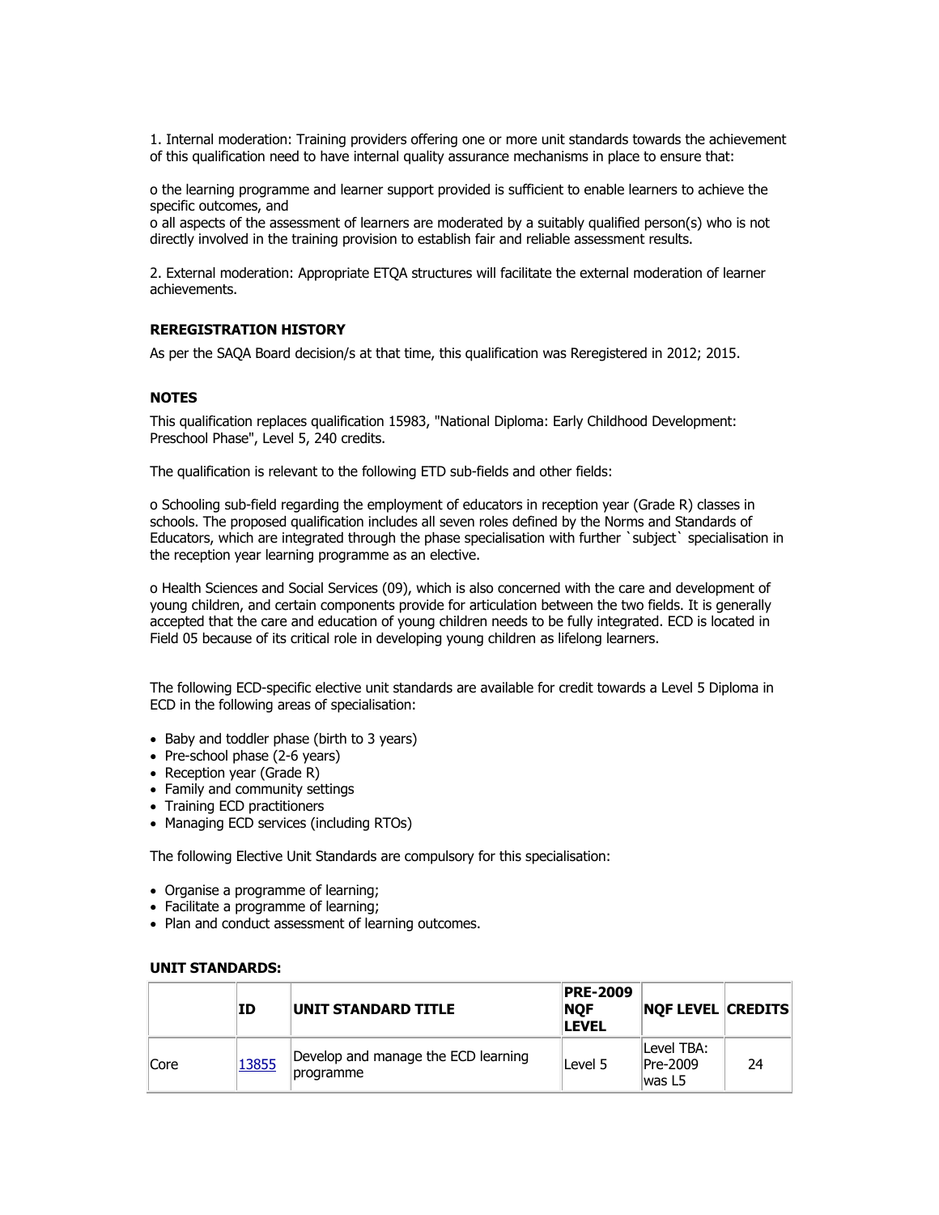1. Internal moderation: Training providers offering one or more unit standards towards the achievement of this qualification need to have internal quality assurance mechanisms in place to ensure that:

o the learning programme and learner support provided is sufficient to enable learners to achieve the specific outcomes, and
o all aspects of the assessment of learners are moderated by a suitably qualified person(s) who is not directly involved in the training provision to establish fair and reliable assessment results.

2. External moderation: Appropriate ETQA structures will facilitate the external moderation of learner achievements.

**REREGISTRATION HISTORY**

As per the SAQA Board decision/s at that time, this qualification was Reregistered in 2012; 2015.

**NOTES**

This qualification replaces qualification 15983, "National Diploma: Early Childhood Development: Preschool Phase", Level 5, 240 credits.

The qualification is relevant to the following ETD sub-fields and other fields:

o Schooling sub-field regarding the employment of educators in reception year (Grade R) classes in schools. The proposed qualification includes all seven roles defined by the Norms and Standards of Educators, which are integrated through the phase specialisation with further `subject` specialisation in the reception year learning programme as an elective.

o Health Sciences and Social Services (09), which is also concerned with the care and development of young children, and certain components provide for articulation between the two fields. It is generally accepted that the care and education of young children needs to be fully integrated. ECD is located in Field 05 because of its critical role in developing young children as lifelong learners.

The following ECD-specific elective unit standards are available for credit towards a Level 5 Diploma in ECD in the following areas of specialisation:

- Baby and toddler phase (birth to 3 years)
- Pre-school phase (2-6 years)
- Reception year (Grade R)
- Family and community settings
- Training ECD practitioners
- Managing ECD services (including RTOs)

The following Elective Unit Standards are compulsory for this specialisation:

- Organise a programme of learning;
- Facilitate a programme of learning;
- Plan and conduct assessment of learning outcomes.

**UNIT STANDARDS:**

| | ID | UNIT STANDARD TITLE | PRE-2009 NQF LEVEL | NQF LEVEL | CREDITS |
|---|---|---|---|---|---|
| Core | 13855 | Develop and manage the ECD learning programme | Level 5 | Level TBA: Pre-2009 was L5 | 24 |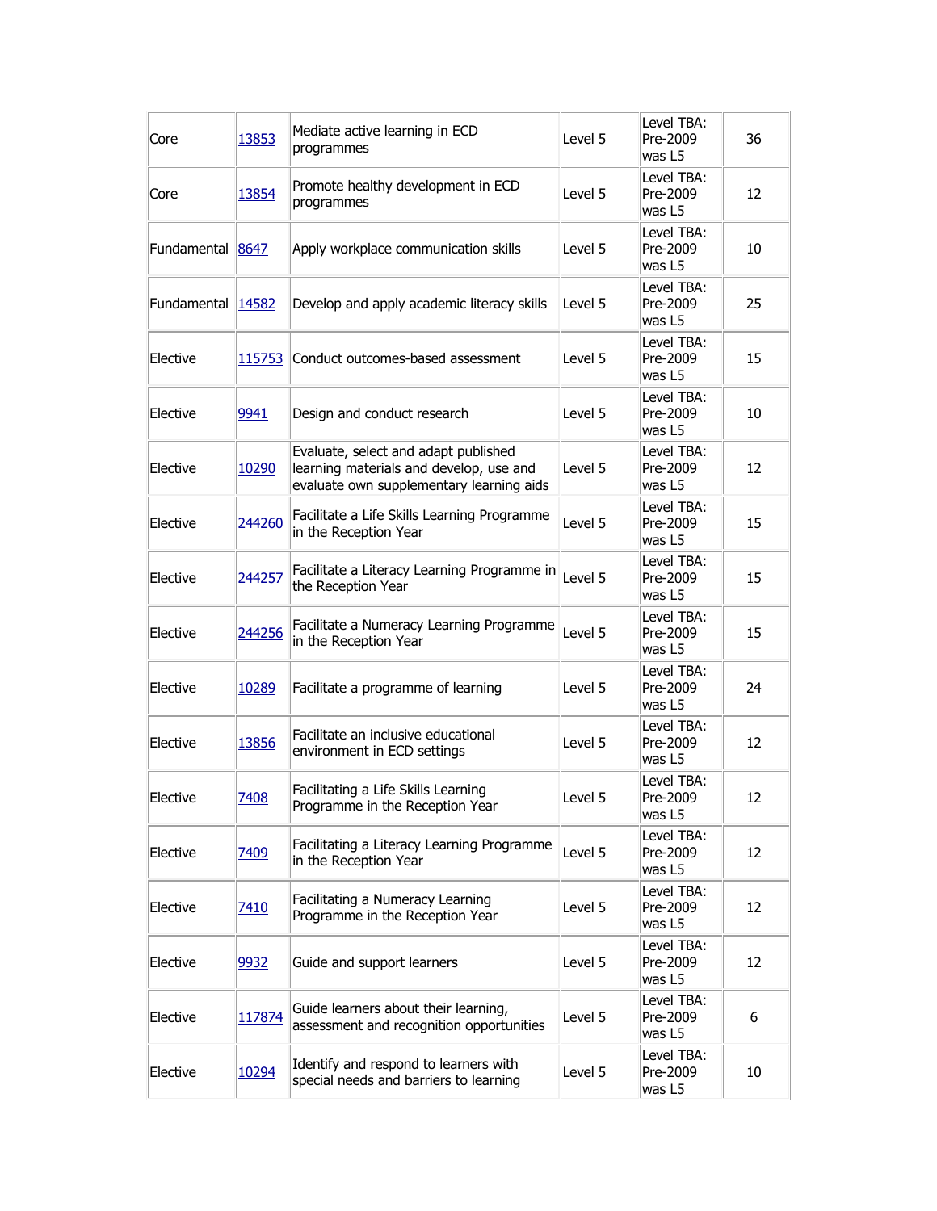| Core | 13853 | Mediate active learning in ECD programmes | Level 5 | Level TBA: Pre-2009 was L5 | 36 |
|---|---|---|---|---|---|
| Core | 13854 | Promote healthy development in ECD programmes | Level 5 | Level TBA: Pre-2009 was L5 | 12 |
| Fundamental | 8647 | Apply workplace communication skills | Level 5 | Level TBA: Pre-2009 was L5 | 10 |
| Fundamental | 14582 | Develop and apply academic literacy skills | Level 5 | Level TBA: Pre-2009 was L5 | 25 |
| Elective | 115753 | Conduct outcomes-based assessment | Level 5 | Level TBA: Pre-2009 was L5 | 15 |
| Elective | 9941 | Design and conduct research | Level 5 | Level TBA: Pre-2009 was L5 | 10 |
| Elective | 10290 | Evaluate, select and adapt published learning materials and develop, use and evaluate own supplementary learning aids | Level 5 | Level TBA: Pre-2009 was L5 | 12 |
| Elective | 244260 | Facilitate a Life Skills Learning Programme in the Reception Year | Level 5 | Level TBA: Pre-2009 was L5 | 15 |
| Elective | 244257 | Facilitate a Literacy Learning Programme in the Reception Year | Level 5 | Level TBA: Pre-2009 was L5 | 15 |
| Elective | 244256 | Facilitate a Numeracy Learning Programme in the Reception Year | Level 5 | Level TBA: Pre-2009 was L5 | 15 |
| Elective | 10289 | Facilitate a programme of learning | Level 5 | Level TBA: Pre-2009 was L5 | 24 |
| Elective | 13856 | Facilitate an inclusive educational environment in ECD settings | Level 5 | Level TBA: Pre-2009 was L5 | 12 |
| Elective | 7408 | Facilitating a Life Skills Learning Programme in the Reception Year | Level 5 | Level TBA: Pre-2009 was L5 | 12 |
| Elective | 7409 | Facilitating a Literacy Learning Programme in the Reception Year | Level 5 | Level TBA: Pre-2009 was L5 | 12 |
| Elective | 7410 | Facilitating a Numeracy Learning Programme in the Reception Year | Level 5 | Level TBA: Pre-2009 was L5 | 12 |
| Elective | 9932 | Guide and support learners | Level 5 | Level TBA: Pre-2009 was L5 | 12 |
| Elective | 117874 | Guide learners about their learning, assessment and recognition opportunities | Level 5 | Level TBA: Pre-2009 was L5 | 6 |
| Elective | 10294 | Identify and respond to learners with special needs and barriers to learning | Level 5 | Level TBA: Pre-2009 was L5 | 10 |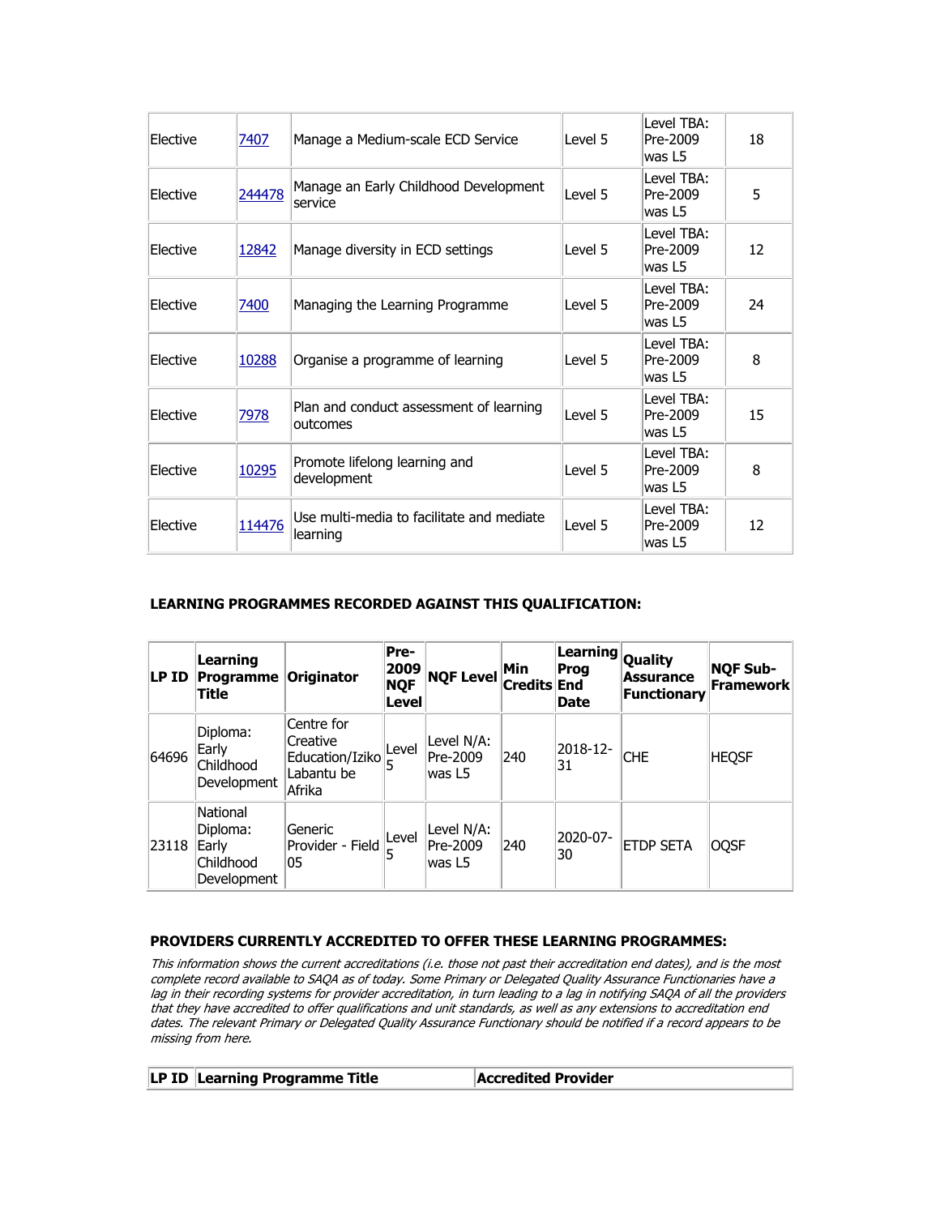| | | | | | |
|---|---|---|---|---|---|
| Elective | 7407 | Manage a Medium-scale ECD Service | Level 5 | Level TBA: Pre-2009 was L5 | 18 |
| Elective | 244478 | Manage an Early Childhood Development service | Level 5 | Level TBA: Pre-2009 was L5 | 5 |
| Elective | 12842 | Manage diversity in ECD settings | Level 5 | Level TBA: Pre-2009 was L5 | 12 |
| Elective | 7400 | Managing the Learning Programme | Level 5 | Level TBA: Pre-2009 was L5 | 24 |
| Elective | 10288 | Organise a programme of learning | Level 5 | Level TBA: Pre-2009 was L5 | 8 |
| Elective | 7978 | Plan and conduct assessment of learning outcomes | Level 5 | Level TBA: Pre-2009 was L5 | 15 |
| Elective | 10295 | Promote lifelong learning and development | Level 5 | Level TBA: Pre-2009 was L5 | 8 |
| Elective | 114476 | Use multi-media to facilitate and mediate learning | Level 5 | Level TBA: Pre-2009 was L5 | 12 |

**LEARNING PROGRAMMES RECORDED AGAINST THIS QUALIFICATION:**

| LP ID | Learning Programme Title | Originator | Pre-2009 NQF Level | NQF Level | Min Credits | Learning Prog End Date | Quality Assurance Functionary | NQF Sub-Framework |
|---|---|---|---|---|---|---|---|---|
| 64696 | Diploma: Early Childhood Development | Centre for Creative Education/Iziko Labantu be Afrika | Level 5 | Level N/A: Pre-2009 was L5 | 240 | 2018-12-31 | CHE | HEQSF |
| 23118 | National Diploma: Early Childhood Development | Generic Provider - Field 05 | Level 5 | Level N/A: Pre-2009 was L5 | 240 | 2020-07-30 | ETDP SETA | OQSF |

**PROVIDERS CURRENTLY ACCREDITED TO OFFER THESE LEARNING PROGRAMMES:**

*This information shows the current accreditations (i.e. those not past their accreditation end dates), and is the most complete record available to SAQA as of today. Some Primary or Delegated Quality Assurance Functionaries have a lag in their recording systems for provider accreditation, in turn leading to a lag in notifying SAQA of all the providers that they have accredited to offer qualifications and unit standards, as well as any extensions to accreditation end dates. The relevant Primary or Delegated Quality Assurance Functionary should be notified if a record appears to be missing from here.*

| LP ID | Learning Programme Title | Accredited Provider |
|---|---|---|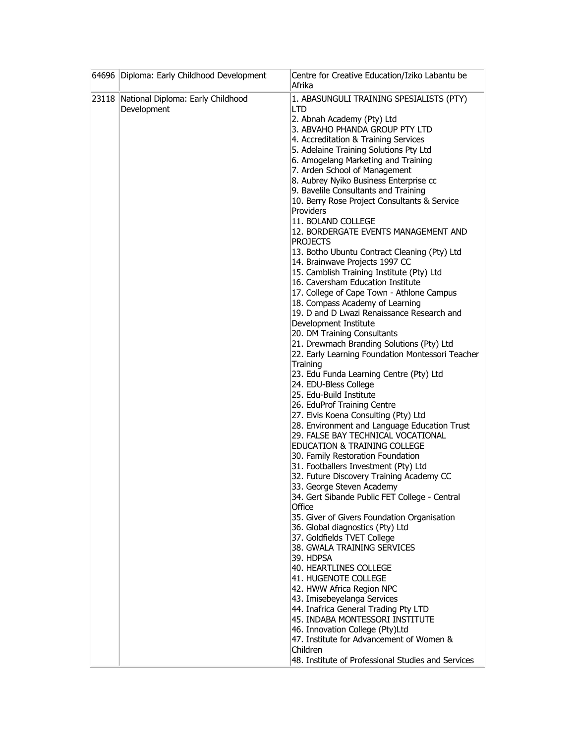| | | |
|---|---|---|
| 64696 | Diploma: Early Childhood Development | Centre for Creative Education/Iziko Labantu be Afrika |
| 23118 | National Diploma: Early Childhood Development | 1. ABASUNGULI TRAINING SPESIALISTS (PTY) LTD<br>2. Abnah Academy (Pty) Ltd<br>3. ABVAHO PHANDA GROUP PTY LTD<br>4. Accreditation & Training Services<br>5. Adelaine Training Solutions Pty Ltd<br>6. Amogelang Marketing and Training<br>7. Arden School of Management<br>8. Aubrey Nyiko Business Enterprise cc<br>9. Bavelile Consultants and Training<br>10. Berry Rose Project Consultants & Service Providers<br>11. BOLAND COLLEGE<br>12. BORDERGATE EVENTS MANAGEMENT AND PROJECTS<br>13. Botho Ubuntu Contract Cleaning (Pty) Ltd<br>14. Brainwave Projects 1997 CC<br>15. Camblish Training Institute (Pty) Ltd<br>16. Caversham Education Institute<br>17. College of Cape Town - Athlone Campus<br>18. Compass Academy of Learning<br>19. D and D Lwazi Renaissance Research and Development Institute<br>20. DM Training Consultants<br>21. Drewmach Branding Solutions (Pty) Ltd<br>22. Early Learning Foundation Montessori Teacher Training<br>23. Edu Funda Learning Centre (Pty) Ltd<br>24. EDU-Bless College<br>25. Edu-Build Institute<br>26. EduProf Training Centre<br>27. Elvis Koena Consulting (Pty) Ltd<br>28. Environment and Language Education Trust<br>29. FALSE BAY TECHNICAL VOCATIONAL EDUCATION & TRAINING COLLEGE<br>30. Family Restoration Foundation<br>31. Footballers Investment (Pty) Ltd<br>32. Future Discovery Training Academy CC<br>33. George Steven Academy<br>34. Gert Sibande Public FET College - Central Office<br>35. Giver of Givers Foundation Organisation<br>36. Global diagnostics (Pty) Ltd<br>37. Goldfields TVET College<br>38. GWALA TRAINING SERVICES<br>39. HDPSA<br>40. HEARTLINES COLLEGE<br>41. HUGENOTE COLLEGE<br>42. HWW Africa Region NPC<br>43. Imisebeyelanga Services<br>44. Inafrica General Trading Pty LTD<br>45. INDABA MONTESSORI INSTITUTE<br>46. Innovation College (Pty)Ltd<br>47. Institute for Advancement of Women & Children<br>48. Institute of Professional Studies and Services |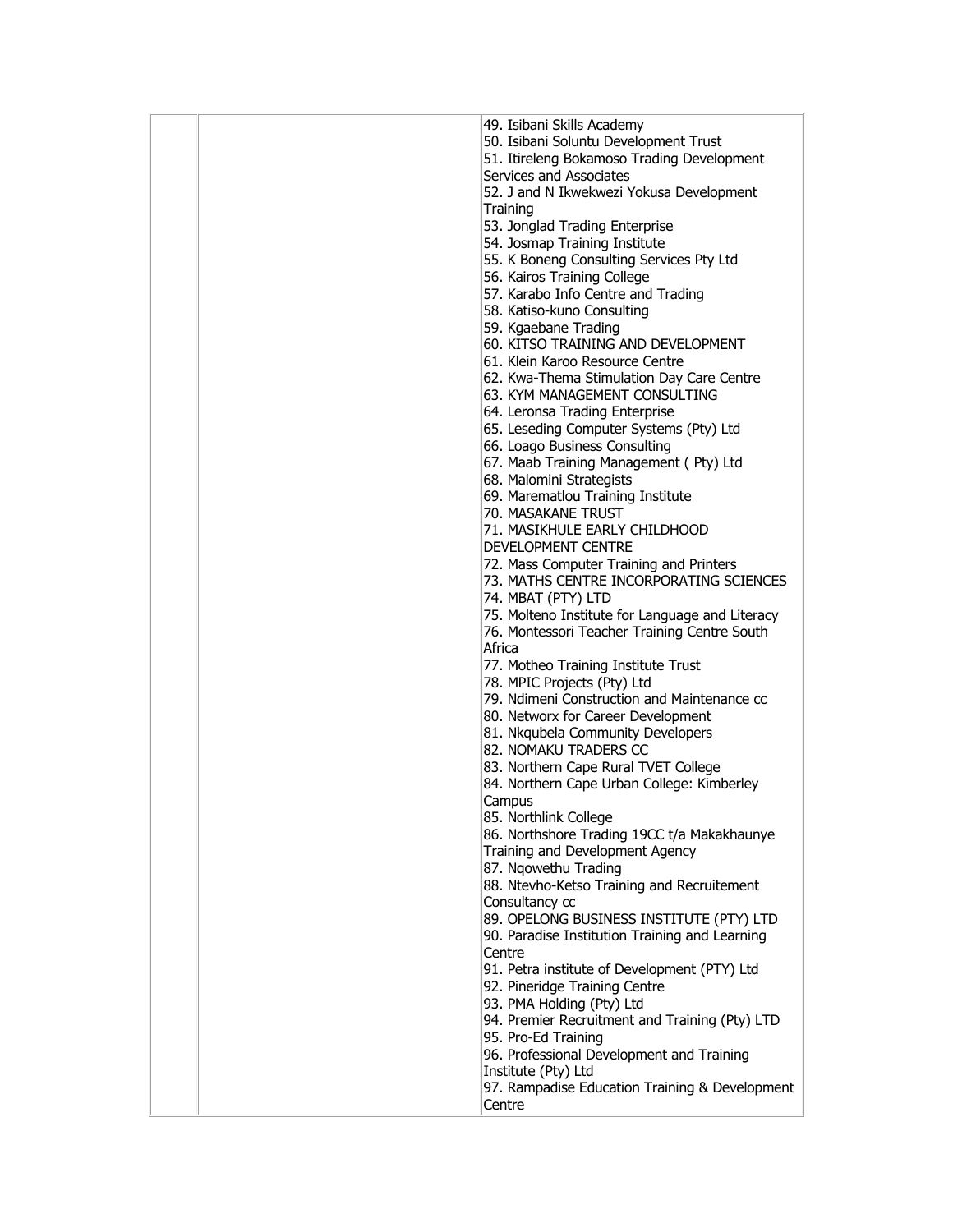|  |  | 49. Isibani Skills Academy<br>50. Isibani Soluntu Development Trust<br>51. Itireleng Bokamoso Trading Development Services and Associates<br>52. J and N Ikwekwezi Yokusa Development Training<br>53. Jonglad Trading Enterprise<br>54. Josmap Training Institute<br>55. K Boneng Consulting Services Pty Ltd<br>56. Kairos Training College<br>57. Karabo Info Centre and Trading<br>58. Katiso-kuno Consulting<br>59. Kgaebane Trading<br>60. KITSO TRAINING AND DEVELOPMENT<br>61. Klein Karoo Resource Centre<br>62. Kwa-Thema Stimulation Day Care Centre<br>63. KYM MANAGEMENT CONSULTING<br>64. Leronsa Trading Enterprise<br>65. Leseding Computer Systems (Pty) Ltd<br>66. Loago Business Consulting<br>67. Maab Training Management ( Pty) Ltd<br>68. Malomini Strategists<br>69. Marematlou Training Institute<br>70. MASAKANE TRUST<br>71. MASIKHULE EARLY CHILDHOOD DEVELOPMENT CENTRE<br>72. Mass Computer Training and Printers<br>73. MATHS CENTRE INCORPORATING SCIENCES<br>74. MBAT (PTY) LTD<br>75. Molteno Institute for Language and Literacy<br>76. Montessori Teacher Training Centre South Africa<br>77. Motheo Training Institute Trust<br>78. MPIC Projects (Pty) Ltd<br>79. Ndimeni Construction and Maintenance cc<br>80. Networx for Career Development<br>81. Nkqubela Community Developers<br>82. NOMAKU TRADERS CC<br>83. Northern Cape Rural TVET College<br>84. Northern Cape Urban College: Kimberley Campus<br>85. Northlink College<br>86. Northshore Trading 19CC t/a Makakhaunye Training and Development Agency<br>87. Nqowethu Trading<br>88. Ntevho-Ketso Training and Recruitement Consultancy cc<br>89. OPELONG BUSINESS INSTITUTE (PTY) LTD<br>90. Paradise Institution Training and Learning Centre<br>91. Petra institute of Development (PTY) Ltd<br>92. Pineridge Training Centre<br>93. PMA Holding (Pty) Ltd<br>94. Premier Recruitment and Training (Pty) LTD<br>95. Pro-Ed Training<br>96. Professional Development and Training Institute (Pty) Ltd<br>97. Rampadise Education Training & Development Centre |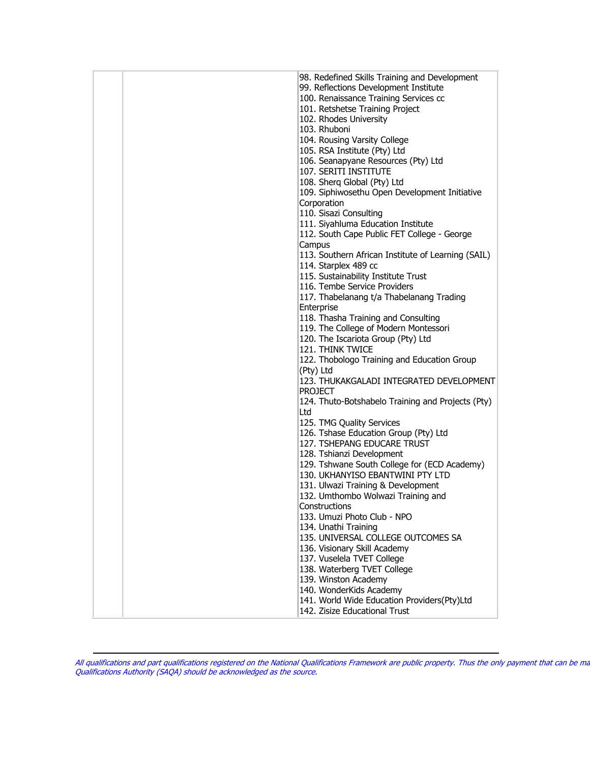| | | |
|---|---|---|
| | | 98. Redefined Skills Training and Development<br>99. Reflections Development Institute<br>100. Renaissance Training Services cc<br>101. Retshetse Training Project<br>102. Rhodes University<br>103. Rhuboni<br>104. Rousing Varsity College<br>105. RSA Institute (Pty) Ltd<br>106. Seanapyane Resources (Pty) Ltd<br>107. SERITI INSTITUTE<br>108. Sherq Global (Pty) Ltd<br>109. Siphiwosethu Open Development Initiative Corporation<br>110. Sisazi Consulting<br>111. Siyahluma Education Institute<br>112. South Cape Public FET College - George Campus<br>113. Southern African Institute of Learning (SAIL)<br>114. Starplex 489 cc<br>115. Sustainability Institute Trust<br>116. Tembe Service Providers<br>117. Thabelanang t/a Thabelanang Trading Enterprise<br>118. Thasha Training and Consulting<br>119. The College of Modern Montessori<br>120. The Iscariota Group (Pty) Ltd<br>121. THINK TWICE<br>122. Thobologo Training and Education Group (Pty) Ltd<br>123. THUKAKGALADI INTEGRATED DEVELOPMENT PROJECT<br>124. Thuto-Botshabelo Training and Projects (Pty) Ltd<br>125. TMG Quality Services<br>126. Tshase Education Group (Pty) Ltd<br>127. TSHEPANG EDUCARE TRUST<br>128. Tshianzi Development<br>129. Tshwane South College for (ECD Academy)<br>130. UKHANYISO EBANTWINI PTY LTD<br>131. Ulwazi Training & Development<br>132. Umthombo Wolwazi Training and Constructions<br>133. Umuzi Photo Club - NPO<br>134. Unathi Training<br>135. UNIVERSAL COLLEGE OUTCOMES SA<br>136. Visionary Skill Academy<br>137. Vuselela TVET College<br>138. Waterberg TVET College<br>139. Winston Academy<br>140. WonderKids Academy<br>141. World Wide Education Providers(Pty)Ltd<br>142. Zisize Educational Trust |

*All qualifications and part qualifications registered on the National Qualifications Framework are public property. Thus the only payment that can be ma Qualifications Authority (SAQA) should be acknowledged as the source.*